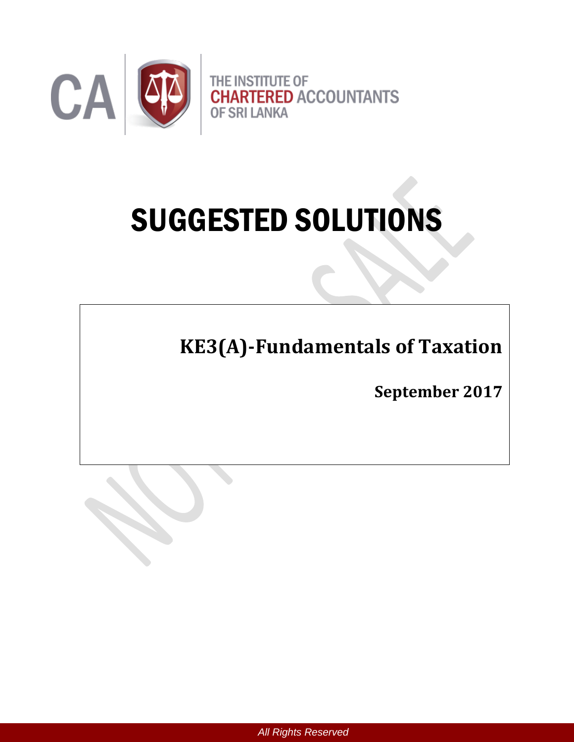THE INSTITUTE OF CHARTERED ACCOUNTANTS OF SRI LANKA

# SUGGESTED SOLUTIONS

## KE3(A)-Fundamentals of Taxation

**September 2017**

*All Rights Reserved*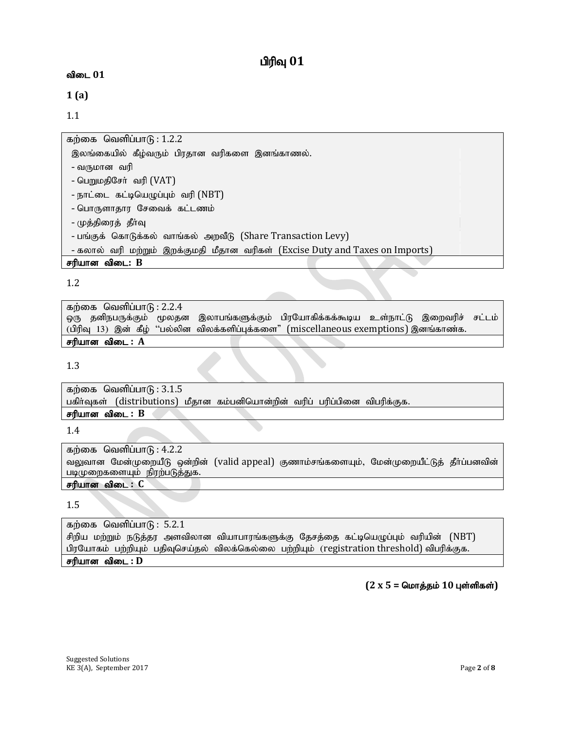# பிரிவு 01

**விடை 01**

**1 (a)**

1.1

| கற்கை வெளிப்பாடு : 1.2.2 |
|---|
| இலங்கையில் கீழ்வரும் பிரதான வரிகளை இனங்காணல்.<br>- வருமான வரி<br>- பெறுமதிசேர் வரி (VAT)<br>- நாட்டை கட்டியெழுப்பும் வரி (NBT)<br>- பொருளாதார சேவைக் கட்டணம்<br>- முத்திரைத் தீர்வு<br>- பங்குக் கொடுக்கல் வாங்கல் அறவீடு (Share Transaction Levy)<br>- கலால் வரி மற்றும் இறக்குமதி மீதான வரிகள் (Excise Duty and Taxes on Imports) |
| **சரியான விடை: B** |

1.2

| கற்கை வெளிப்பாடு : 2.2.4 |
|---|
| ஒரு தனிநபருக்கும் மூலதன இலாபங்களுக்கும் பிரயோகிக்கக்கூடிய உள்நாட்டு இறைவரிச் சட்டம் (பிரிவு 13) இன் கீழ் "பல்லின விலக்களிப்புக்களை" (miscellaneous exemptions) இனங்காண்க. |
| **சரியான விடை : A** |

1.3

| கற்கை வெளிப்பாடு : 3.1.5 |
|---|
| பகிர்வுகள் (distributions) மீதான கம்பனியொன்றின் வரிப் பரிப்பினை விபரிக்குக. |
| **சரியான விடை : B** |

1.4

| கற்கை வெளிப்பாடு : 4.2.2 |
|---|
| வலுவான மேன்முறையீடு ஒன்றின் (valid appeal) குணாம்சங்களையும், மேன்முறையீட்டுத் தீர்ப்பனவின் படிமுறைகளையும் நிரற்படுத்துக. |
| **சரியான விடை : C** |

1.5

| கற்கை வெளிப்பாடு : 5.2.1 |
|---|
| சிறிய மற்றும் நடுத்தர அளவிலான வியாபாரங்களுக்கு தேசத்தை கட்டியெழுப்பும் வரியின் (NBT) பிரயோகம் பற்றியும் பதிவுசெய்தல் விலக்கெல்லை பற்றியும் (registration threshold) விபரிக்குக. |
| **சரியான விடை : D** |

**(2 x 5 = மொத்தம் 10 புள்ளிகள்)**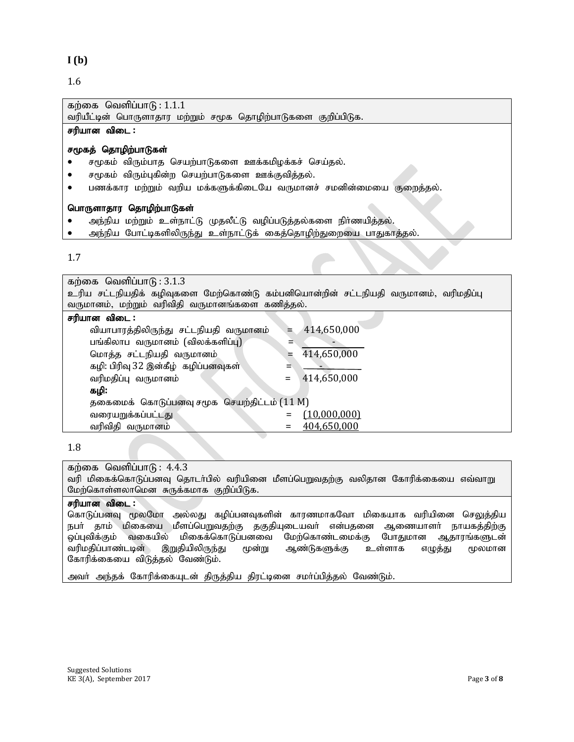**I (b)**

1.6

கற்கை வெளிப்பாடு : 1.1.1
வரியீட்டின் பொருளாதார மற்றும் சமூக தொழிற்பாடுகளை குறிப்பிடுக.

**சரியான விடை :**

**சமூகத் தொழிற்பாடுகள்**

- சமூகம் விரும்பாத செயற்பாடுகளை ஊக்கமிழக்கச் செய்தல்.
- சமூகம் விரும்புகின்ற செயற்பாடுகளை ஊக்குவித்தல்.
- பணக்கார மற்றும் வறிய மக்களுக்கிடையே வருமானச் சமனின்மையை குறைத்தல்.

**பொருளாதார தொழிற்பாடுகள்**

- அந்நிய மற்றும் உள்நாட்டு முதலீட்டு வழிப்படுத்தல்களை நிர்ணயித்தல்.
- அந்நிய போட்டிகளிலிருந்து உள்நாட்டுக் கைத்தொழிற்துறையை பாதுகாத்தல்.

1.7

கற்கை வெளிப்பாடு : 3.1.3
உரிய சட்டநியதிக் கழிவுகளை மேற்கொண்டு கம்பனியொன்றின் சட்டநியதி வருமானம், வரிமதிப்பு வருமானம், மற்றும் வரிவிதி வருமானங்களை கணித்தல்.

**சரியான விடை :**

| | | |
|---|---|---|
| வியாபாரத்திலிருந்து சட்டநியதி வருமானம் | = | 414,650,000 |
| பங்கிலாப வருமானம் (விலக்களிப்பு) | = | - |
| மொத்த சட்டநியதி வருமானம் | = | 414,650,000 |
| கழி: பிரிவு 32 இன்கீழ் கழிப்பனவுகள் | = | - |
| வரிமதிப்பு வருமானம் | = | 414,650,000 |
| **கழி:** | | |
| தகைமைக் கொடுப்பனவு சமூக செயற்திட்டம் (11 M) | | |
| வரையறுக்கப்பட்டது | = | (10,000,000) |
| வரிவிதி வருமானம் | = | 404,650,000 |

1.8

கற்கை வெளிப்பாடு : 4.4.3
வரி மிகைக்கொடுப்பனவு தொடர்பில் வரியினை மீளப்பெறுவதற்கு வலிதான கோரிக்கையை எவ்வாறு மேற்கொள்ளலாமென சுருக்கமாக குறிப்பிடுக.

**சரியான விடை :**

கொடுப்பனவு மூலமோ அல்லது கழிப்பனவுகளின் காரணமாகவோ மிகையாக வரியினை செலுத்திய நபர் தாம் மிகையை மீளப்பெறுவதற்கு தகுதியுடையவர் என்பதனை ஆணையாளர் நாயகத்திற்கு ஒப்புவிக்கும் வகையில் மிகைக்கொடுப்பனவை மேற்கொண்டமைக்கு போதுமான ஆதாரங்களுடன் வரிமதிப்பாண்டடின் இறுதியிலிருந்து மூன்று ஆண்டுகளுக்கு உள்ளாக எழுத்து மூலமான கோரிக்கையை விடுத்தல் வேண்டும்.

அவர் அந்தக் கோரிக்கையுடன் திருத்திய திரட்டினை சமர்ப்பித்தல் வேண்டும்.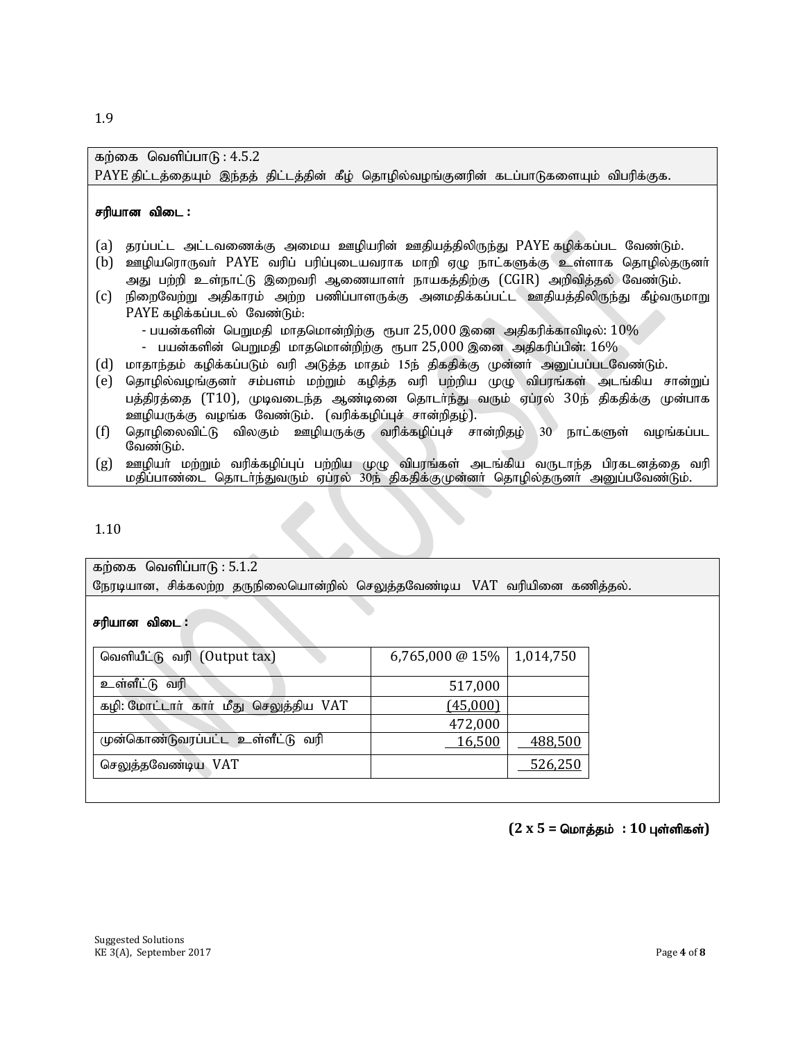1.9

கற்கை வெளிப்பாடு : 4.5.2
PAYE திட்டத்தையும் இந்தத் திட்டத்தின் கீழ் தொழில்வழங்குனரின் கடப்பாடுகளையும் விபரிக்குக.

**சரியான விடை :**

(a) தரப்பட்ட அட்டவணைக்கு அமைய ஊழியரின் ஊதியத்திலிருந்து PAYE கழிக்கப்பட வேண்டும்.
(b) ஊழியரொருவர் PAYE வரிப் பரிப்புடையவராக மாறி ஏழு நாட்களுக்கு உள்ளாக தொழில்தருனர் அது பற்றி உள்நாட்டு இறைவரி ஆணையாளர் நாயகத்திற்கு (CGIR) அறிவித்தல் வேண்டும்.
(c) நிறைவேற்று அதிகாரம் அற்ற பணிப்பாளருக்கு அனமதிக்கப்பட்ட ஊதியத்திலிருந்து கீழ்வருமாறு PAYE கழிக்கப்படல் வேண்டும்:
   - பயன்களின் பெறுமதி மாதமொன்றிற்கு ரூபா 25,000 இனை அதிகரிக்காவிடில்: 10%
   - பயன்களின் பெறுமதி மாதமொன்றிற்கு ரூபா 25,000 இனை அதிகரிப்பின்: 16%
(d) மாதாந்தம் கழிக்கப்படும் வரி அடுத்த மாதம் 15ந் திகதிக்கு முன்னர் அனுப்பப்படவேண்டும்.
(e) தொழில்வழங்குனர் சம்பளம் மற்றும் கழித்த வரி பற்றிய முழு விபரங்கள் அடங்கிய சான்றுப் பத்திரத்தை (T10), முடிவடைந்த ஆண்டினை தொடர்ந்து வரும் ஏப்ரல் 30ந் திகதிக்கு முன்பாக ஊழியருக்கு வழங்க வேண்டும். (வரிக்கழிப்புச் சான்றிதழ்).
(f) தொழிலைவிட்டு விலகும் ஊழியருக்கு வரிக்கழிப்புச் சான்றிதழ் 30 நாட்களுள் வழங்கப்பட வேண்டும்.
(g) ஊழியர் மற்றும் வரிக்கழிப்புப் பற்றிய முழு விபரங்கள் அடங்கிய வருடாந்த பிரகடனத்தை வரி மதிப்பாண்டை தொடர்ந்துவரும் ஏப்ரல் 30ந் திகதிக்குமுன்னர் தொழில்தருனர் அனுப்பவேண்டும்.

1.10

கற்கை வெளிப்பாடு : 5.1.2
நேரடியான, சிக்கலற்ற தருநிலையொன்றில் செலுத்தவேண்டிய VAT வரியினை கணித்தல்.

**சரியான விடை :**

| | | |
|---|---|---|
| வெளியீட்டு வரி (Output tax) | 6,765,000 @ 15% | 1,014,750 |
| உள்ளீட்டு வரி | 517,000 | |
| கழி: மோட்டார் கார் மீது செலுத்திய VAT | (45,000) | |
| | 472,000 | |
| முன்கொண்டுவரப்பட்ட உள்ளீட்டு வரி | 16,500 | 488,500 |
| செலுத்தவேண்டிய VAT | | 526,250 |

**(2 x 5 = மொத்தம் : 10 புள்ளிகள்)**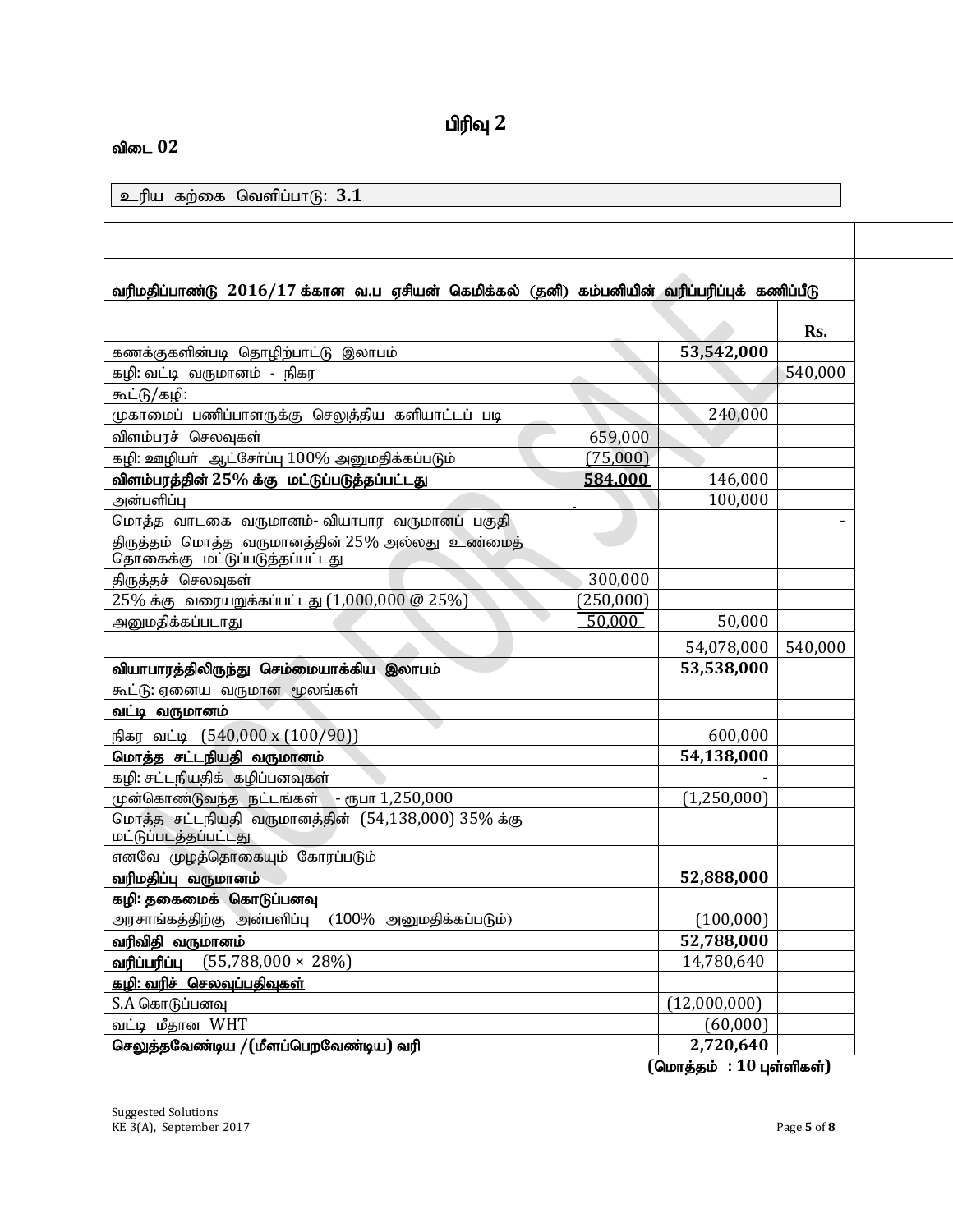# பிரிவு 2

**விடை 02**

| உரிய கற்கை வெளிப்பாடு: **3.1** |
|---|

| | | | |
|---|---|---|---|
| **வரிமதிப்பாண்டு 2016/17 க்கான வ.ப ஏசியன் கெமிக்கல் (தனி) கம்பனியின் வரிப்பரிப்புக் கணிப்பீடு** | | | |
| | | | **Rs.** |
| கணக்குகளின்படி தொழிற்பாட்டு இலாபம் | | **53,542,000** | |
| கழி: வட்டி வருமானம் - நிகர | | | 540,000 |
| கூட்டு/கழி: | | | |
| முகாமைப் பணிப்பாளருக்கு செலுத்திய களியாட்டப் படி | | 240,000 | |
| விளம்பரச் செலவுகள் | 659,000 | | |
| கழி: ஊழியர் ஆட்சேர்ப்பு 100% அனுமதிக்கப்படும் | (75,000) | | |
| **விளம்பரத்தின் 25% க்கு மட்டுப்படுத்தப்பட்டது** | **584,000** | 146,000 | |
| அன்பளிப்பு | - | 100,000 | |
| மொத்த வாடகை வருமானம்- வியாபார வருமானப் பகுதி | | | - |
| திருத்தம் மொத்த வருமானத்தின் 25% அல்லது உண்மைத் தொகைக்கு மட்டுப்படுத்தப்பட்டது | | | |
| திருத்தச் செலவுகள் | 300,000 | | |
| 25% க்கு வரையறுக்கப்பட்டது (1,000,000 @ 25%) | (250,000) | | |
| அனுமதிக்கப்படாது | 50,000 | 50,000 | |
| | | 54,078,000 | 540,000 |
| **வியாபாரத்திலிருந்து செம்மையாக்கிய இலாபம்** | | **53,538,000** | |
| கூட்டு: ஏனைய வருமான மூலங்கள் | | | |
| **வட்டி வருமானம்** | | | |
| நிகர வட்டி (540,000 x (100/90)) | | 600,000 | |
| **மொத்த சட்டநியதி வருமானம்** | | **54,138,000** | |
| கழி: சட்டநியதிக் கழிப்பனவுகள் | | - | |
| முன்கொண்டுவந்த நட்டங்கள் - ரூபா 1,250,000 | | (1,250,000) | |
| மொத்த சட்டநியதி வருமானத்தின் (54,138,000) 35% க்கு மட்டுப்படுத்தப்பட்டது | | | |
| எனவே முழுத்தொகையும் கோரப்படும் | | | |
| **வரிமதிப்பு வருமானம்** | | **52,888,000** | |
| **கழி: தகைமைக் கொடுப்பனவு** | | | |
| அரசாங்கத்திற்கு அன்பளிப்பு (100% அனுமதிக்கப்படும்) | | (100,000) | |
| **வரிவிதி வருமானம்** | | **52,788,000** | |
| **வரிப்பரிப்பு** (55,788,000 × 28%) | | 14,780,640 | |
| **கழி: வரிச் செலவுப்பதிவுகள்** | | | |
| S.A கொடுப்பனவு | | (12,000,000) | |
| வட்டி மீதான WHT | | (60,000) | |
| **செலுத்தவேண்டிய /(மீளப்பெறவேண்டிய) வரி** | | **2,720,640** | |

**(மொத்தம் : 10 புள்ளிகள்)**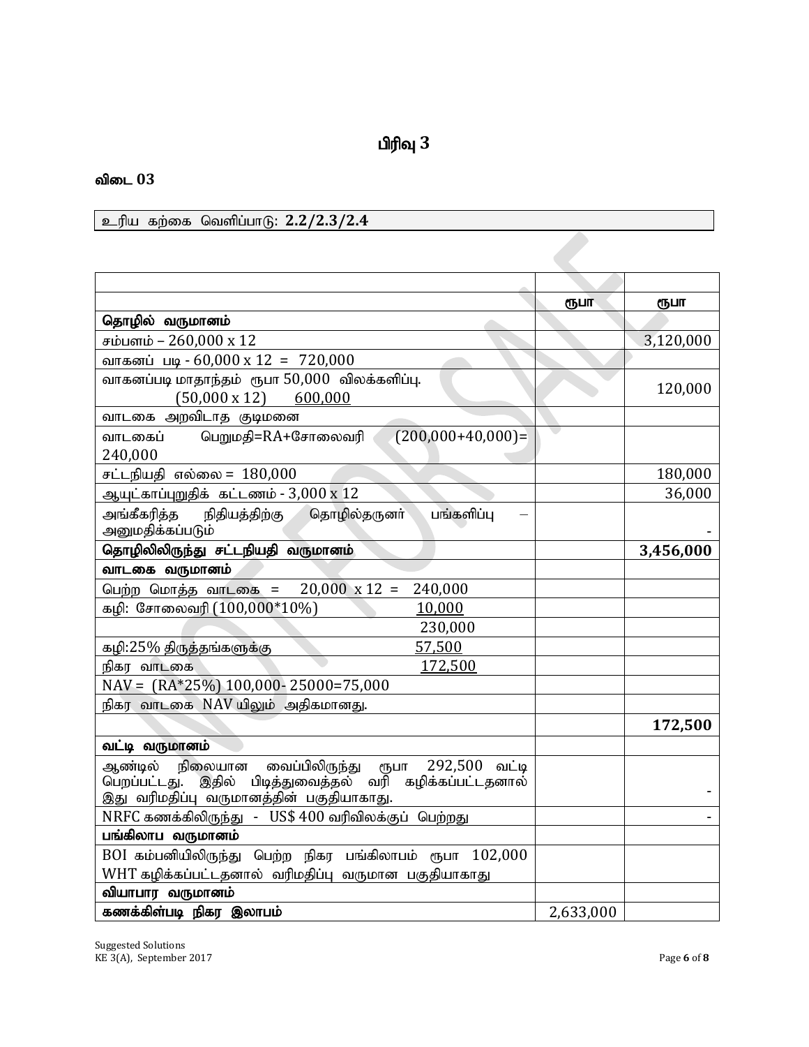# பிரிவு 3

**விடை 03**

| உரிய கற்கை வெளிப்பாடு: **2.2/2.3/2.4** |
|---|

| | | |
|---|---|---|
| | **ரூபா** | **ரூபா** |
| **தொழில் வருமானம்** | | |
| சம்பளம் – 260,000 x 12 | | 3,120,000 |
| வாகனப் படி - 60,000 x 12 = 720,000 | | |
| வாகனப்படி மாதாந்தம் ரூபா 50,000 விலக்களிப்பு. (50,000 x 12) 600,000 | | 120,000 |
| வாடகை அறவிடாத குடிமனை | | |
| வாடகைப் பெறுமதி=RA+சோலைவரி (200,000+40,000)= 240,000 | | |
| சட்டநியதி எல்லை = 180,000 | | 180,000 |
| ஆயுட்காப்புறுதிக் கட்டணம் - 3,000 x 12 | | 36,000 |
| அங்கீகரித்த நிதியத்திற்கு தொழில்தருனர் பங்களிப்பு – அனுமதிக்கப்படும் | | - |
| **தொழிலிலிருந்து சட்டநியதி வருமானம்** | | **3,456,000** |
| **வாடகை வருமானம்** | | |
| பெற்ற மொத்த வாடகை = 20,000 x 12 = 240,000 | | |
| கழி: சோலைவரி (100,000*10%) 10,000 | | |
| 230,000 | | |
| கழி:25% திருத்தங்களுக்கு 57,500 | | |
| நிகர வாடகை 172,500 | | |
| NAV = (RA*25%) 100,000- 25000=75,000 | | |
| நிகர வாடகை NAV யிலும் அதிகமானது. | | |
| | | **172,500** |
| **வட்டி வருமானம்** | | |
| ஆண்டில் நிலையான வைப்பிலிருந்து ரூபா 292,500 வட்டி பெறப்பட்டது. இதில் பிடித்துவைத்தல் வரி கழிக்கப்பட்டதனால் இது வரிமதிப்பு வருமானத்தின் பகுதியாகாது. | | - |
| NRFC கணக்கிலிருந்து - US$ 400 வரிவிலக்குப் பெற்றது | | - |
| **பங்கிலாப வருமானம்** | | |
| BOI கம்பனியிலிருந்து பெற்ற நிகர பங்கிலாபம் ரூபா 102,000 WHT கழிக்கப்பட்டதனால் வரிமதிப்பு வருமான பகுதியாகாது | | |
| **வியாபார வருமானம்** | | |
| **கணக்கிள்படி நிகர இலாபம்** | 2,633,000 | |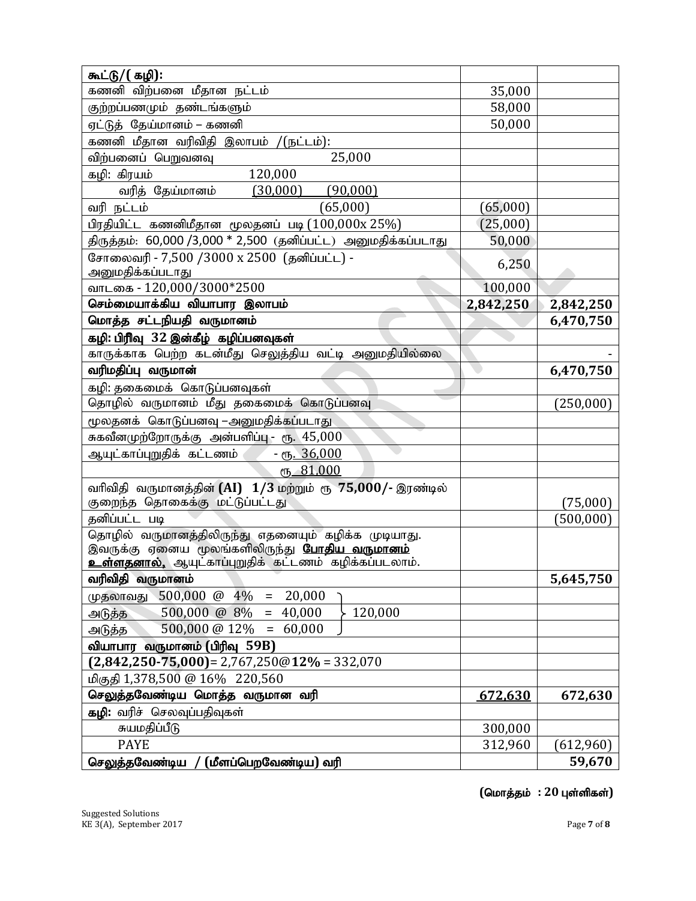| கூட்டு/( கழி): | | |
|---|---|---|
| கணனி விற்பனை மீதான நட்டம் | 35,000 | |
| குற்றப்பணமும் தண்டங்களும் | 58,000 | |
| ஏட்டுத் தேய்மானம் – கணனி | 50,000 | |
| கணனி மீதான வரிவிதி இலாபம் /(நட்டம்): | | |
| விற்பனைப் பெறுவனவு 25,000 | | |
| கழி: கிரயம் 120,000 | | |
| வரித் தேய்மானம் (30,000) (90,000) | | |
| வரி நட்டம் (65,000) | (65,000) | |
| பிரதியிட்ட கணனிமீதான மூலதனப் படி (100,000x 25%) | (25,000) | |
| திருத்தம்: 60,000 /3,000 * 2,500 (தனிப்பட்ட) அனுமதிக்கப்படாது | 50,000 | |
| சோலைவரி - 7,500 /3000 x 2500 (தனிப்பட்ட) - அனுமதிக்கப்படாது | 6,250 | |
| வாடகை - 120,000/3000*2500 | 100,000 | |
| **செம்மையாக்கிய வியாபார இலாபம்** | **2,842,250** | **2,842,250** |
| **மொத்த சட்டநியதி வருமானம்** | | **6,470,750** |
| **கழி: பிரிவு 32 இன்கீழ் கழிப்பனவுகள்** | | |
| காருக்காக பெற்ற கடன்மீது செலுத்திய வட்டி அனுமதியில்லை | | - |
| **வரிமதிப்பு வருமான்** | | **6,470,750** |
| கழி: தகைமைக் கொடுப்பனவுகள் | | |
| தொழில் வருமானம் மீது தகைமைக் கொடுப்பனவு | | (250,000) |
| மூலதனக் கொடுப்பனவு –அனுமதிக்கப்படாது | | |
| சுகவீனமுற்றோருக்கு அன்பளிப்பு - ரூ. 45,000 | | |
| ஆயுட்காப்புறுதிக் கட்டணம் - ரூ. 36,000 | | |
| ரூ. 81,000 | | |
| வரிவிதி வருமானத்தின் **(AI) 1/3** மற்றும் ரூ **75,000/-** இரண்டில் குறைந்த தொகைக்கு மட்டுப்பட்டது | | (75,000) |
| தனிப்பட்ட படி | | (500,000) |
| தொழில் வருமானத்திலிருந்து எதனையும் கழிக்க முடியாது. இவருக்கு ஏனைய மூலங்களிலிருந்து **போதிய வருமானம் உள்ளதனால்,** ஆயுட்காப்புறுதிக் கட்டணம் கழிக்கப்படலாம். | | |
| **வரிவிதி வருமானம்** | | **5,645,750** |
| முதலாவது 500,000 @ 4% = 20,000 | | |
| அடுத்த 500,000 @ 8% = 40,000 } 120,000 | | |
| அடுத்த 500,000 @ 12% = 60,000 | | |
| **வியாபார வருமானம் (பிரிவு 59B)** | | |
| **(2,842,250-75,000)**= 2,767,250@**12%** = 332,070 | | |
| மிகுதி 1,378,500 @ 16% 220,560 | | |
| **செலுத்தவேண்டிய மொத்த வருமான வரி** | 672,630 | 672,630 |
| **கழி:** வரிச் செலவுப்பதிவுகள் | | |
| சுயமதிப்பீடு | 300,000 | |
| PAYE | 312,960 | (612,960) |
| **செலுத்தவேண்டிய / (மீளப்பெறவேண்டிய) வரி** | | **59,670** |

**(மொத்தம் : 20 புள்ளிகள்)**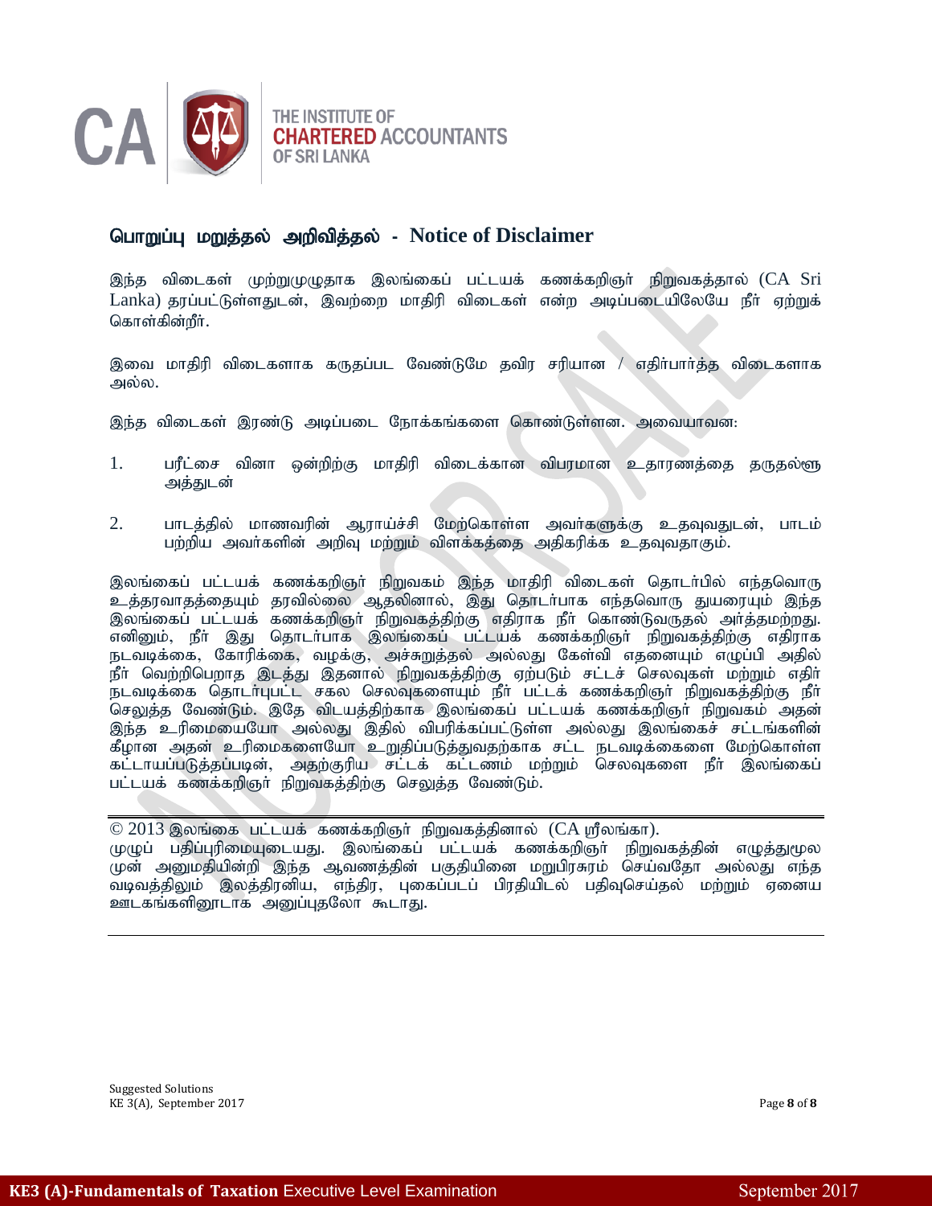THE INSTITUTE OF CHARTERED ACCOUNTANTS OF SRI LANKA

## பொறுப்பு மறுத்தல் அறிவித்தல் - Notice of Disclaimer

இந்த விடைகள் முற்றுமுழுதாக இலங்கைப் பட்டயக் கணக்கறிஞர் நிறுவகத்தால் (CA Sri Lanka) தரப்பட்டுள்ளதுடன், இவற்றை மாதிரி விடைகள் என்ற அடிப்படையிலேயே நீர் ஏற்றுக் கொள்கின்றீர்.

இவை மாதிரி விடைகளாக கருதப்பட வேண்டுமே தவிர சரியான / எதிர்பார்த்த விடைகளாக அல்ல.

இந்த விடைகள் இரண்டு அடிப்படை நோக்கங்களை கொண்டுள்ளன. அவையாவன:

1. பரீட்சை வினா ஒன்றிற்கு மாதிரி விடைக்கான விபரமான உதாரணத்தை தருதல்ளு அத்துடன்

2. பாடத்தில் மாணவரின் ஆராய்ச்சி மேற்கொள்ள அவர்களுக்கு உதவுவதுடன், பாடம் பற்றிய அவர்களின் அறிவு மற்றும் விளக்கத்தை அதிகரிக்க உதவுவதாகும்.

இலங்கைப் பட்டயக் கணக்கறிஞர் நிறுவகம் இந்த மாதிரி விடைகள் தொடர்பில் எந்தவொரு உத்தரவாதத்தையும் தரவில்லை ஆதலினால், இது தொடர்பாக எந்தவொரு துயரையும் இந்த இலங்கைப் பட்டயக் கணக்கறிஞர் நிறுவகத்திற்கு எதிராக நீர் கொண்டுவருதல் அர்த்தமற்றது. எனினும், நீர் இது தொடர்பாக இலங்கைப் பட்டயக் கணக்கறிஞர் நிறுவகத்திற்கு எதிராக நடவடிக்கை, கோரிக்கை, வழக்கு, அச்சுறுத்தல் அல்லது கேள்வி எதனையும் எழுப்பி அதில் நீர் வெற்றிபெறாத இடத்து இதனால் நிறுவகத்திற்கு ஏற்படும் சட்டச் செலவுகள் மற்றும் எதிர் நடவடிக்கை தொடர்புபட்ட சகல செலவுகளையும் நீர் பட்டக் கணக்கறிஞர் நிறுவகத்திற்கு நீர் செலுத்த வேண்டும். இதே விடயத்திற்காக இலங்கைப் பட்டயக் கணக்கறிஞர் நிறுவகம் அதன் இந்த உரிமையையோ அல்லது இதில் விபரிக்கப்பட்டுள்ள அல்லது இலங்கைச் சட்டங்களின் கீழான அதன் உரிமைகளையோ உறுதிப்படுத்துவதற்காக சட்ட நடவடிக்கைகளை மேற்கொள்ள கட்டாயப்படுத்தப்படின், அதற்குரிய சட்டக் கட்டணம் மற்றும் செலவுகளை நீர் இலங்கைப் பட்டயக் கணக்கறிஞர் நிறுவகத்திற்கு செலுத்த வேண்டும்.

---

© 2013 இலங்கை பட்டயக் கணக்கறிஞர் நிறுவகத்தினால் (CA ஸ்ரீலங்கா).
முழுப் பதிப்புரிமையுடையது. இலங்கைப் பட்டயக் கணக்கறிஞர் நிறுவகத்தின் எழுத்துமூல முன் அனுமதியின்றி இந்த ஆவணத்தின் பகுதியினை மறுபிரசுரம் செய்வதோ அல்லது எந்த வடிவத்திலும் இலத்திரனிய, எந்திர, புகைப்படப் பிரதியிடல் பதிவுசெய்தல் மற்றும் ஏனைய ஊடகங்களினூடாக அனுப்புதலோ கூடாது.

---